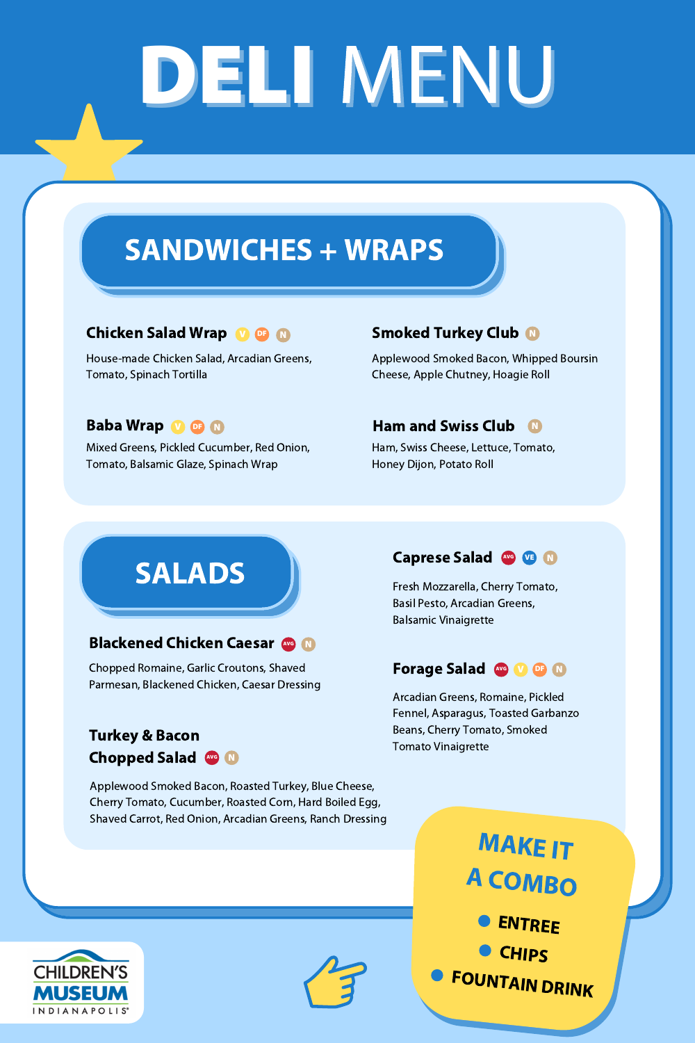# DELI MENU

## SANDWICHES + WRAPS

**Chicken Salad Wrap** V DF N

House-made Chicken Salad, Arcadian Greens, Tomato, Spinach Tortilla

**Baba Wrap** V DF N

Mixed Greens, Pickled Cucumber, Red Onion, Tomato, Balsamic Glaze, Spinach Wrap

**Smoked Turkey Club** N

Applewood Smoked Bacon, Whipped Boursin Cheese, Apple Chutney, Hoagie Roll

**Ham and Swiss Club** N

Ham, Swiss Cheese, Lettuce, Tomato, Honey Dijon, Potato Roll

## SALADS

**Blackened Chicken Caesar** AVG N

Chopped Romaine, Garlic Croutons, Shaved Parmesan, Blackened Chicken, Caesar Dressing

**Turkey & Bacon Chopped Salad** AVG N

Applewood Smoked Bacon, Roasted Turkey, Blue Cheese, Cherry Tomato, Cucumber, Roasted Corn, Hard Boiled Egg, Shaved Carrot, Red Onion, Arcadian Greens, Ranch Dressing

**Caprese Salad** AVG VE N

Fresh Mozzarella, Cherry Tomato, Basil Pesto, Arcadian Greens, Balsamic Vinaigrette

**Forage Salad** AVG V DF N

Arcadian Greens, Romaine, Pickled Fennel, Asparagus, Toasted Garbanzo Beans, Cherry Tomato, Smoked Tomato Vinaigrette

**MAKE IT A COMBO**

- ENTREE
- CHIPS
- FOUNTAIN DRINK

CHILDREN'S MUSEUM INDIANAPOLIS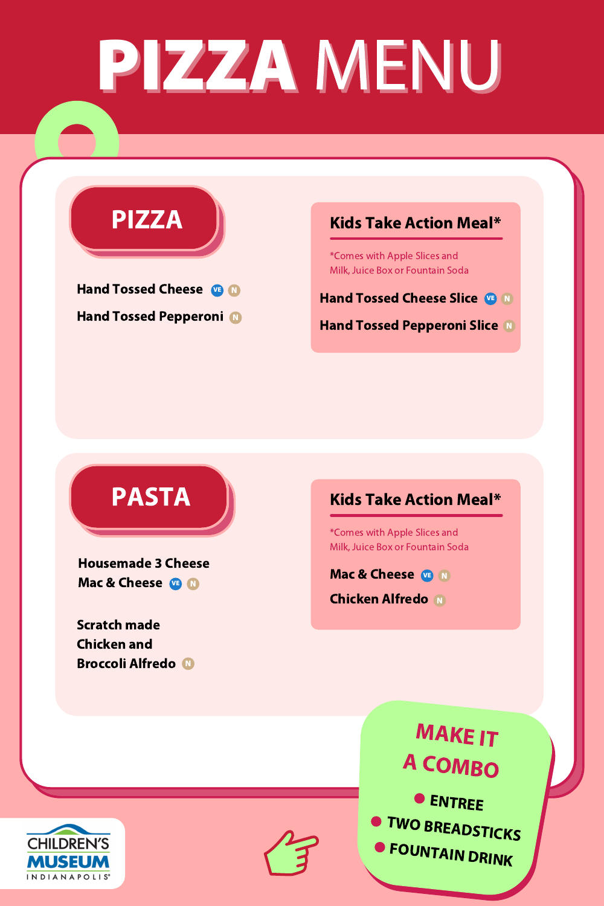# PIZZA MENU

## PIZZA

Hand Tossed Cheese VE N

Hand Tossed Pepperoni N

### Kids Take Action Meal*

*Comes with Apple Slices and Milk, Juice Box or Fountain Soda

Hand Tossed Cheese Slice VE N

Hand Tossed Pepperoni Slice N

## PASTA

Housemade 3 Cheese Mac & Cheese VE N

Scratch made Chicken and Broccoli Alfredo N

### Kids Take Action Meal*

*Comes with Apple Slices and Milk, Juice Box or Fountain Soda

Mac & Cheese VE N

Chicken Alfredo N

## MAKE IT A COMBO

- ENTREE
- TWO BREADSTICKS
- FOUNTAIN DRINK

CHILDREN'S MUSEUM INDIANAPOLIS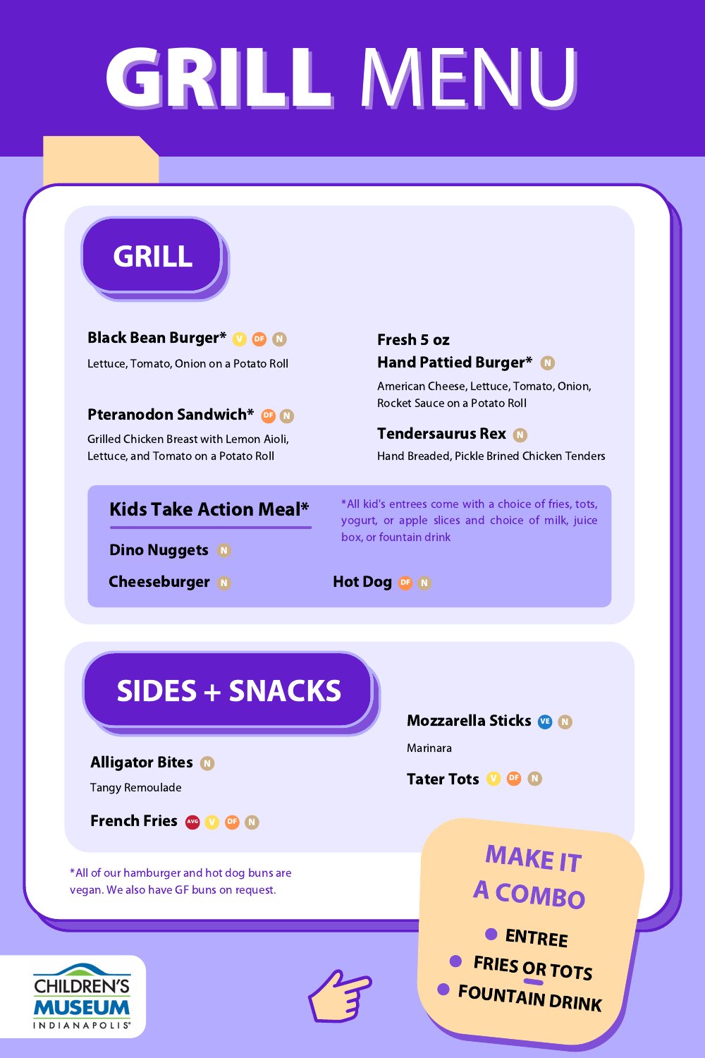# GRILL MENU

## GRILL

**Black Bean Burger*** V DF N

Lettuce, Tomato, Onion on a Potato Roll

**Pteranodon Sandwich*** DF N

Grilled Chicken Breast with Lemon Aioli, Lettuce, and Tomato on a Potato Roll

**Fresh 5 oz Hand Pattied Burger*** N

American Cheese, Lettuce, Tomato, Onion, Rocket Sauce on a Potato Roll

**Tendersaurus Rex** N

Hand Breaded, Pickle Brined Chicken Tenders

### Kids Take Action Meal*

*All kid's entrees come with a choice of fries, tots, yogurt, or apple slices and choice of milk, juice box, or fountain drink

**Dino Nuggets** N

**Cheeseburger** N

**Hot Dog** DF N

## SIDES + SNACKS

**Alligator Bites** N

Tangy Remoulade

**French Fries** AVG V DF N

**Mozzarella Sticks** VE N

Marinara

**Tater Tots** V DF N

*All of our hamburger and hot dog buns are vegan. We also have GF buns on request.

**MAKE IT A COMBO**

- ENTREE
- FRIES OR TOTS
- FOUNTAIN DRINK

CHILDREN'S MUSEUM INDIANAPOLIS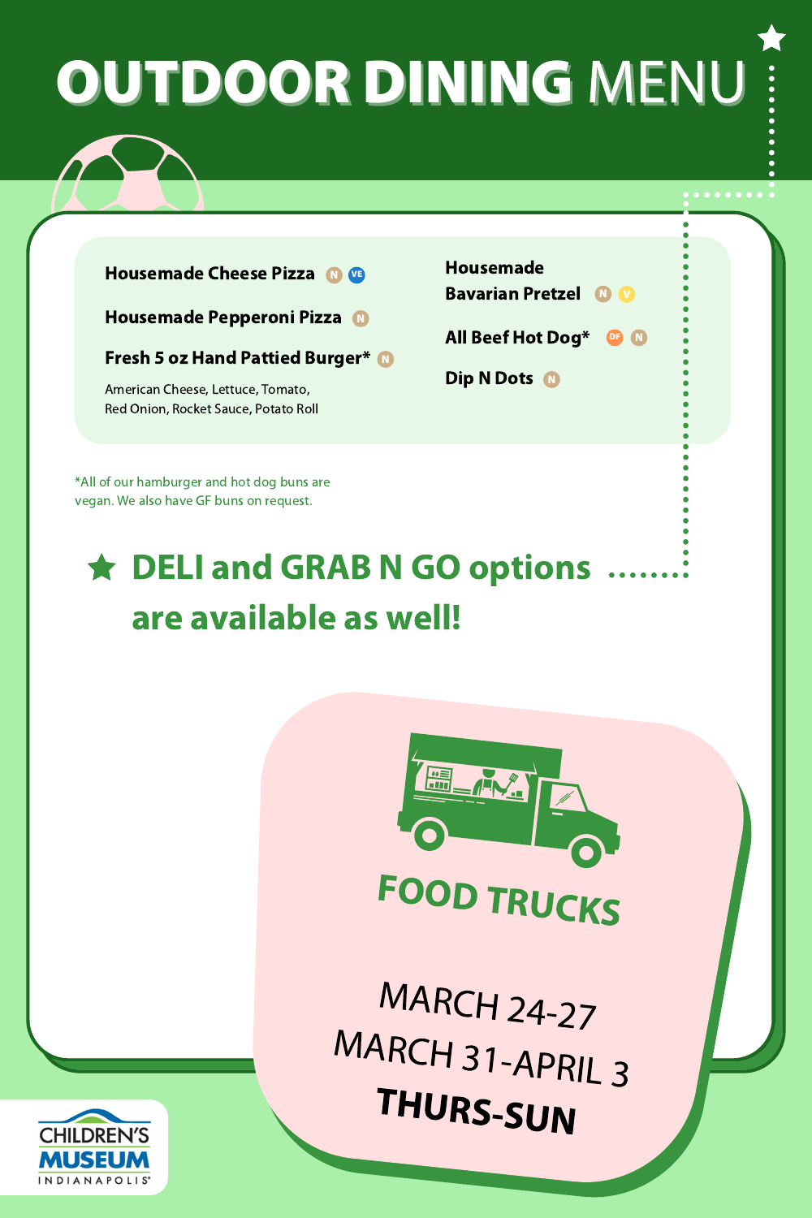# OUTDOOR DINING MENU

**Housemade Cheese Pizza** N VE

**Housemade Pepperoni Pizza** N

**Fresh 5 oz Hand Pattied Burger*** N

American Cheese, Lettuce, Tomato, Red Onion, Rocket Sauce, Potato Roll

**Housemade Bavarian Pretzel** N V

**All Beef Hot Dog*** DF N

**Dip N Dots** N

*All of our hamburger and hot dog buns are vegan. We also have GF buns on request.

## ★ DELI and GRAB N GO options are available as well!

## FOOD TRUCKS

MARCH 24-27
MARCH 31-APRIL 3
**THURS-SUN**

CHILDREN'S MUSEUM INDIANAPOLIS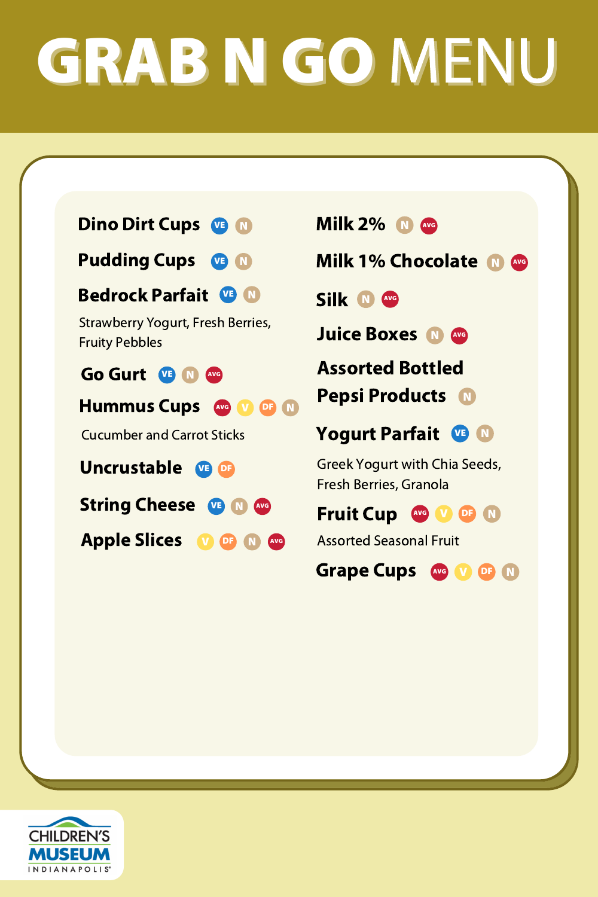# GRAB N GO MENU

**Dino Dirt Cups** VE N

**Pudding Cups** VE N

**Bedrock Parfait** VE N

Strawberry Yogurt, Fresh Berries, Fruity Pebbles

**Go Gurt** VE N AVG

**Hummus Cups** AVG V DF N

Cucumber and Carrot Sticks

**Uncrustable** VE DF

**String Cheese** VE N AVG

**Apple Slices** V DF N AVG

**Milk 2%** N AVG

**Milk 1% Chocolate** N AVG

**Silk** N AVG

**Juice Boxes** N AVG

**Assorted Bottled Pepsi Products** N

**Yogurt Parfait** VE N

Greek Yogurt with Chia Seeds, Fresh Berries, Granola

**Fruit Cup** AVG V DF N

Assorted Seasonal Fruit

**Grape Cups** AVG V DF N

CHILDREN'S MUSEUM INDIANAPOLIS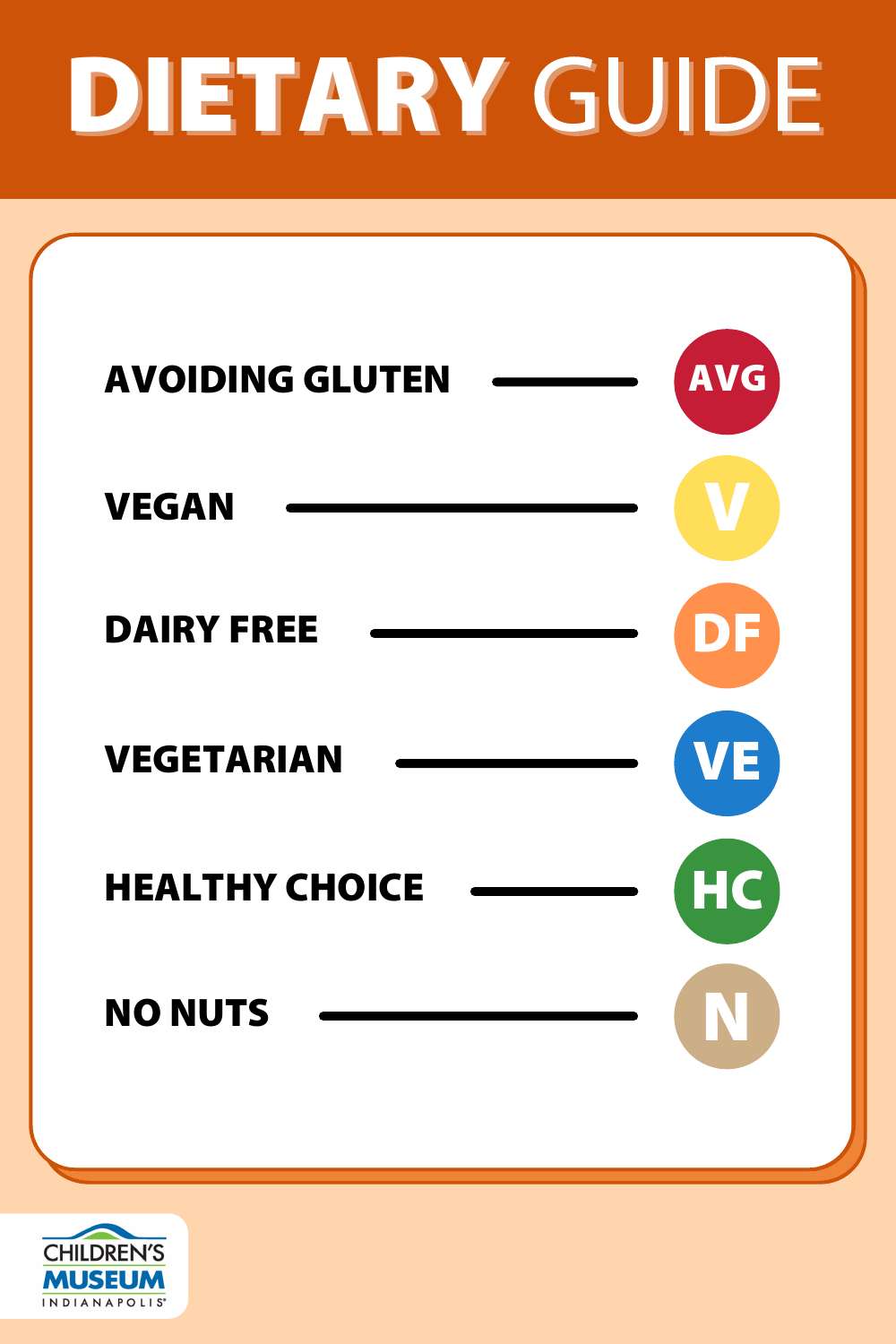# DIETARY GUIDE

AVOIDING GLUTEN — AVG

VEGAN — V

DAIRY FREE — DF

VEGETARIAN — VE

HEALTHY CHOICE — HC

NO NUTS — N

CHILDREN'S MUSEUM INDIANAPOLIS